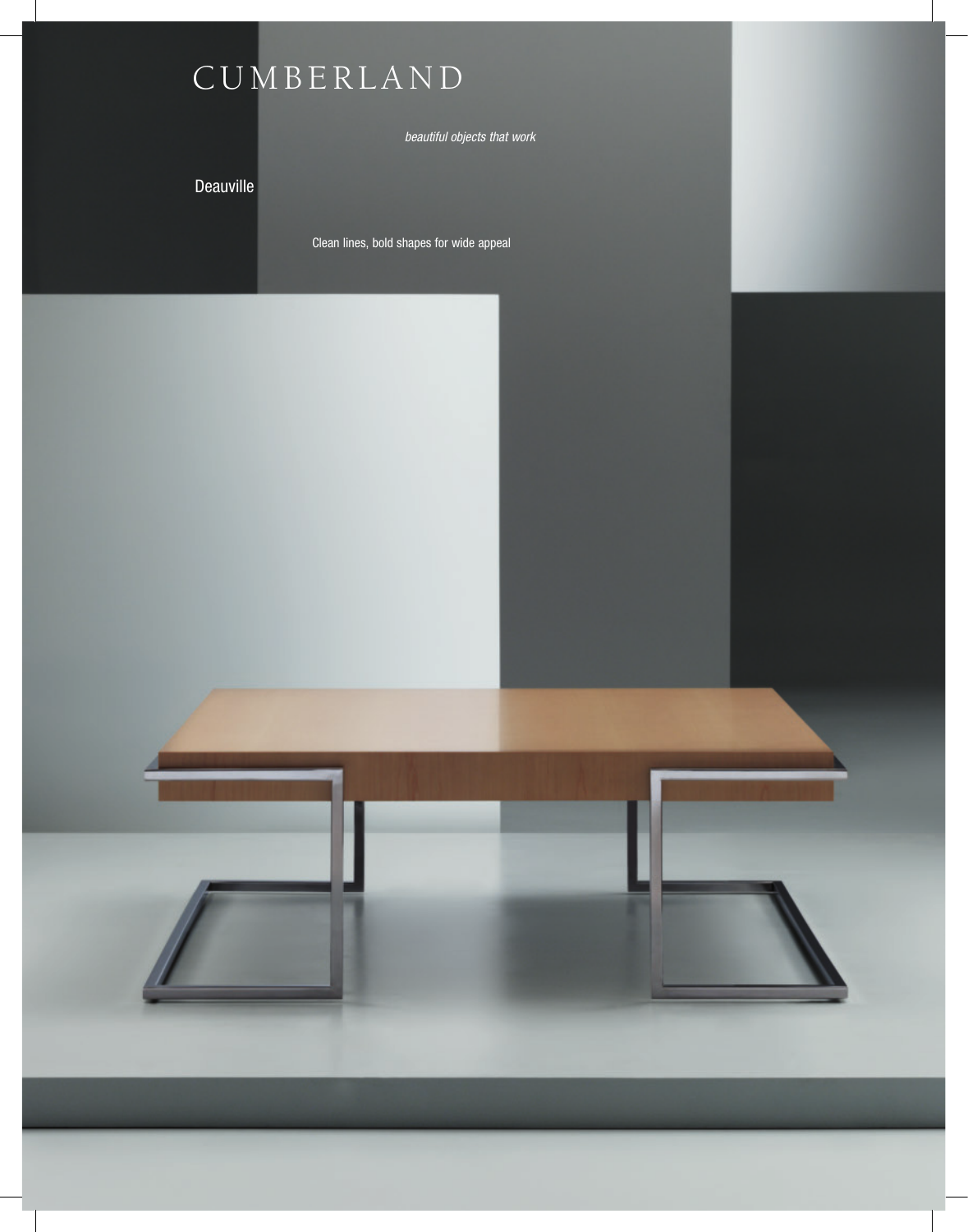# CUMBERLAND

*beautiful objects that work*

## Deauville

Clean lines, bold shapes for wide appeal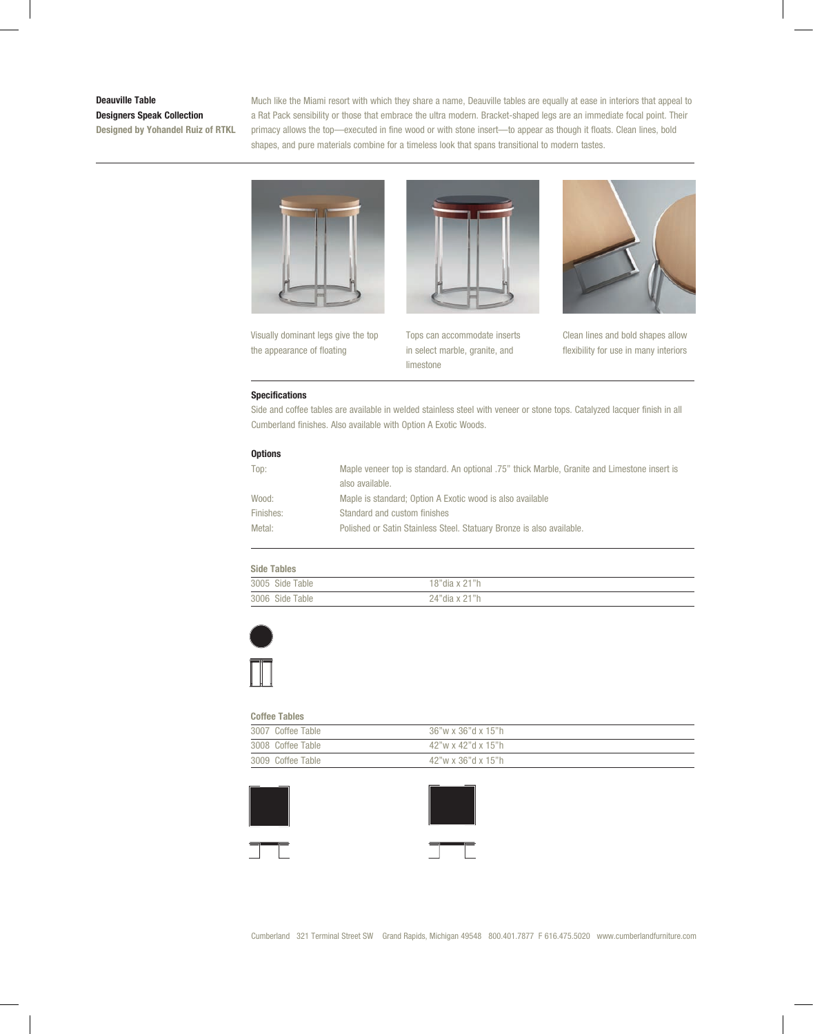**Deauville Table**
**Designers Speak Collection**
**Designed by Yohandel Ruiz of RTKL**

Much like the Miami resort with which they share a name, Deauville tables are equally at ease in interiors that appeal to a Rat Pack sensibility or those that embrace the ultra modern. Bracket-shaped legs are an immediate focal point. Their primacy allows the top—executed in fine wood or with stone insert—to appear as though it floats. Clean lines, bold shapes, and pure materials combine for a timeless look that spans transitional to modern tastes.

Visually dominant legs give the top the appearance of floating

Tops can accommodate inserts in select marble, granite, and limestone

Clean lines and bold shapes allow flexibility for use in many interiors

### Specifications

Side and coffee tables are available in welded stainless steel with veneer or stone tops. Catalyzed lacquer finish in all Cumberland finishes. Also available with Option A Exotic Woods.

### Options

| | |
|---|---|
| Top: | Maple veneer top is standard. An optional .75" thick Marble, Granite and Limestone insert is also available. |
| Wood: | Maple is standard; Option A Exotic wood is also available |
| Finishes: | Standard and custom finishes |
| Metal: | Polished or Satin Stainless Steel. Statuary Bronze is also available. |

### Side Tables

| | |
|---|---|
| 3005 Side Table | 18"dia x 21"h |
| 3006 Side Table | 24"dia x 21"h |

### Coffee Tables

| | |
|---|---|
| 3007 Coffee Table | 36"w x 36"d x 15"h |
| 3008 Coffee Table | 42"w x 42"d x 15"h |
| 3009 Coffee Table | 42"w x 36"d x 15"h |

Cumberland 321 Terminal Street SW Grand Rapids, Michigan 49548 800.401.7877 F 616.475.5020 www.cumberlandfurniture.com